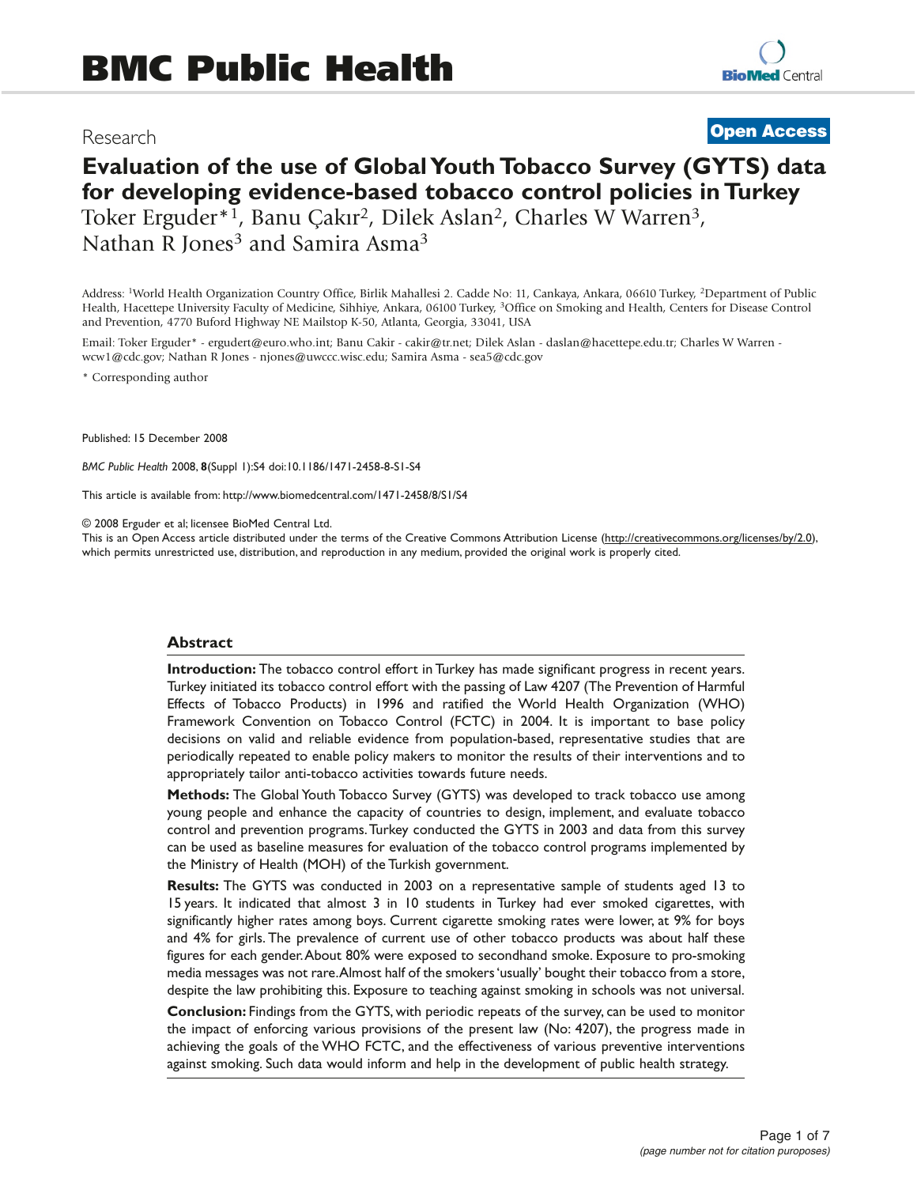Research

**Open Access**

# Evaluation of the use of Global Youth Tobacco Survey (GYTS) data for developing evidence-based tobacco control policies in Turkey

Toker Erguder*[1], Banu Çakır[2], Dilek Aslan[2], Charles W Warren[3], Nathan R Jones[3] and Samira Asma[3]

Address: [1]World Health Organization Country Office, Birlik Mahallesi 2. Cadde No: 11, Cankaya, Ankara, 06610 Turkey, [2]Department of Public Health, Hacettepe University Faculty of Medicine, Sihhiye, Ankara, 06100 Turkey, [3]Office on Smoking and Health, Centers for Disease Control and Prevention, 4770 Buford Highway NE Mailstop K-50, Atlanta, Georgia, 33041, USA

Email: Toker Erguder* - ergudert@euro.who.int; Banu Cakir - cakir@tr.net; Dilek Aslan - daslan@hacettepe.edu.tr; Charles W Warren - wcw1@cdc.gov; Nathan R Jones - njones@uwccc.wisc.edu; Samira Asma - sea5@cdc.gov

\* Corresponding author

Published: 15 December 2008

*BMC Public Health* 2008, **8**(Suppl 1):S4 doi:10.1186/1471-2458-8-S1-S4

This article is available from: http://www.biomedcentral.com/1471-2458/8/S1/S4

© 2008 Erguder et al; licensee BioMed Central Ltd.
This is an Open Access article distributed under the terms of the Creative Commons Attribution License (http://creativecommons.org/licenses/by/2.0), which permits unrestricted use, distribution, and reproduction in any medium, provided the original work is properly cited.

## Abstract

**Introduction:** The tobacco control effort in Turkey has made significant progress in recent years. Turkey initiated its tobacco control effort with the passing of Law 4207 (The Prevention of Harmful Effects of Tobacco Products) in 1996 and ratified the World Health Organization (WHO) Framework Convention on Tobacco Control (FCTC) in 2004. It is important to base policy decisions on valid and reliable evidence from population-based, representative studies that are periodically repeated to enable policy makers to monitor the results of their interventions and to appropriately tailor anti-tobacco activities towards future needs.

**Methods:** The Global Youth Tobacco Survey (GYTS) was developed to track tobacco use among young people and enhance the capacity of countries to design, implement, and evaluate tobacco control and prevention programs. Turkey conducted the GYTS in 2003 and data from this survey can be used as baseline measures for evaluation of the tobacco control programs implemented by the Ministry of Health (MOH) of the Turkish government.

**Results:** The GYTS was conducted in 2003 on a representative sample of students aged 13 to 15 years. It indicated that almost 3 in 10 students in Turkey had ever smoked cigarettes, with significantly higher rates among boys. Current cigarette smoking rates were lower, at 9% for boys and 4% for girls. The prevalence of current use of other tobacco products was about half these figures for each gender. About 80% were exposed to secondhand smoke. Exposure to pro-smoking media messages was not rare. Almost half of the smokers 'usually' bought their tobacco from a store, despite the law prohibiting this. Exposure to teaching against smoking in schools was not universal.

**Conclusion:** Findings from the GYTS, with periodic repeats of the survey, can be used to monitor the impact of enforcing various provisions of the present law (No: 4207), the progress made in achieving the goals of the WHO FCTC, and the effectiveness of various preventive interventions against smoking. Such data would inform and help in the development of public health strategy.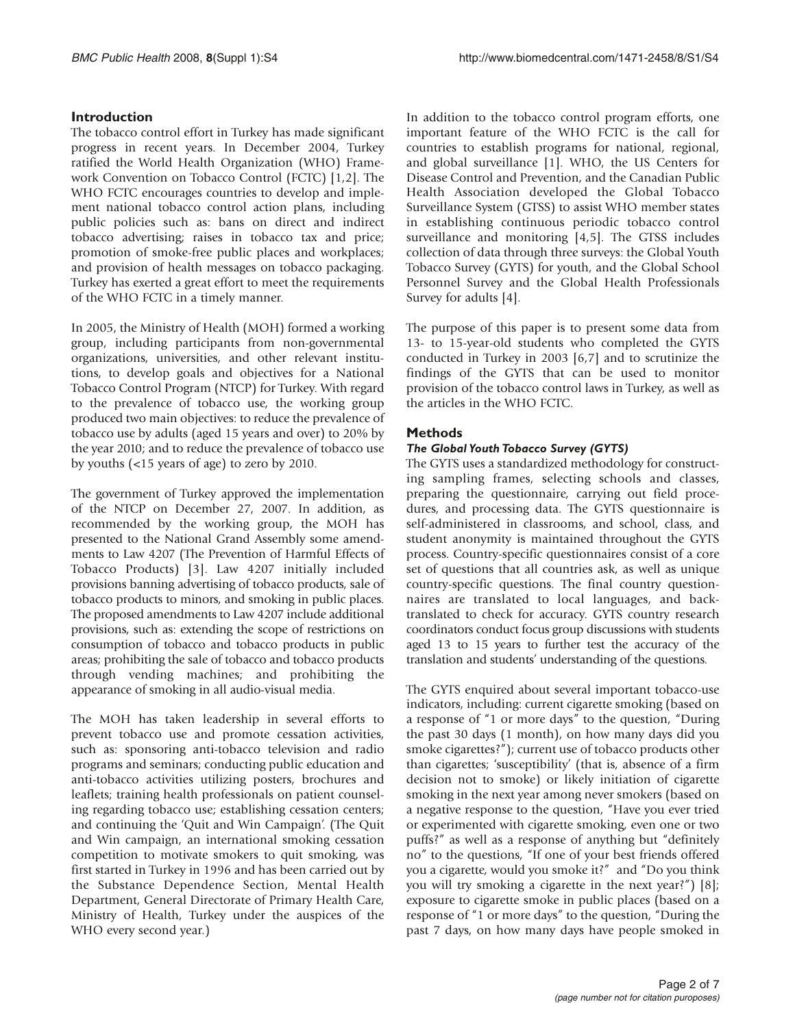## Introduction

The tobacco control effort in Turkey has made significant progress in recent years. In December 2004, Turkey ratified the World Health Organization (WHO) Framework Convention on Tobacco Control (FCTC) [1,2]. The WHO FCTC encourages countries to develop and implement national tobacco control action plans, including public policies such as: bans on direct and indirect tobacco advertising; raises in tobacco tax and price; promotion of smoke-free public places and workplaces; and provision of health messages on tobacco packaging. Turkey has exerted a great effort to meet the requirements of the WHO FCTC in a timely manner.

In 2005, the Ministry of Health (MOH) formed a working group, including participants from non-governmental organizations, universities, and other relevant institutions, to develop goals and objectives for a National Tobacco Control Program (NTCP) for Turkey. With regard to the prevalence of tobacco use, the working group produced two main objectives: to reduce the prevalence of tobacco use by adults (aged 15 years and over) to 20% by the year 2010; and to reduce the prevalence of tobacco use by youths (<15 years of age) to zero by 2010.

The government of Turkey approved the implementation of the NTCP on December 27, 2007. In addition, as recommended by the working group, the MOH has presented to the National Grand Assembly some amendments to Law 4207 (The Prevention of Harmful Effects of Tobacco Products) [3]. Law 4207 initially included provisions banning advertising of tobacco products, sale of tobacco products to minors, and smoking in public places. The proposed amendments to Law 4207 include additional provisions, such as: extending the scope of restrictions on consumption of tobacco and tobacco products in public areas; prohibiting the sale of tobacco and tobacco products through vending machines; and prohibiting the appearance of smoking in all audio-visual media.

The MOH has taken leadership in several efforts to prevent tobacco use and promote cessation activities, such as: sponsoring anti-tobacco television and radio programs and seminars; conducting public education and anti-tobacco activities utilizing posters, brochures and leaflets; training health professionals on patient counseling regarding tobacco use; establishing cessation centers; and continuing the 'Quit and Win Campaign'. (The Quit and Win campaign, an international smoking cessation competition to motivate smokers to quit smoking, was first started in Turkey in 1996 and has been carried out by the Substance Dependence Section, Mental Health Department, General Directorate of Primary Health Care, Ministry of Health, Turkey under the auspices of the WHO every second year.)

In addition to the tobacco control program efforts, one important feature of the WHO FCTC is the call for countries to establish programs for national, regional, and global surveillance [1]. WHO, the US Centers for Disease Control and Prevention, and the Canadian Public Health Association developed the Global Tobacco Surveillance System (GTSS) to assist WHO member states in establishing continuous periodic tobacco control surveillance and monitoring [4,5]. The GTSS includes collection of data through three surveys: the Global Youth Tobacco Survey (GYTS) for youth, and the Global School Personnel Survey and the Global Health Professionals Survey for adults [4].

The purpose of this paper is to present some data from 13- to 15-year-old students who completed the GYTS conducted in Turkey in 2003 [6,7] and to scrutinize the findings of the GYTS that can be used to monitor provision of the tobacco control laws in Turkey, as well as the articles in the WHO FCTC.

## Methods

### *The Global Youth Tobacco Survey (GYTS)*

The GYTS uses a standardized methodology for constructing sampling frames, selecting schools and classes, preparing the questionnaire, carrying out field procedures, and processing data. The GYTS questionnaire is self-administered in classrooms, and school, class, and student anonymity is maintained throughout the GYTS process. Country-specific questionnaires consist of a core set of questions that all countries ask, as well as unique country-specific questions. The final country questionnaires are translated to local languages, and back-translated to check for accuracy. GYTS country research coordinators conduct focus group discussions with students aged 13 to 15 years to further test the accuracy of the translation and students' understanding of the questions.

The GYTS enquired about several important tobacco-use indicators, including: current cigarette smoking (based on a response of "1 or more days" to the question, "During the past 30 days (1 month), on how many days did you smoke cigarettes?"); current use of tobacco products other than cigarettes; 'susceptibility' (that is, absence of a firm decision not to smoke) or likely initiation of cigarette smoking in the next year among never smokers (based on a negative response to the question, "Have you ever tried or experimented with cigarette smoking, even one or two puffs?" as well as a response of anything but "definitely no" to the questions, "If one of your best friends offered you a cigarette, would you smoke it?" and "Do you think you will try smoking a cigarette in the next year?") [8]; exposure to cigarette smoke in public places (based on a response of "1 or more days" to the question, "During the past 7 days, on how many days have people smoked in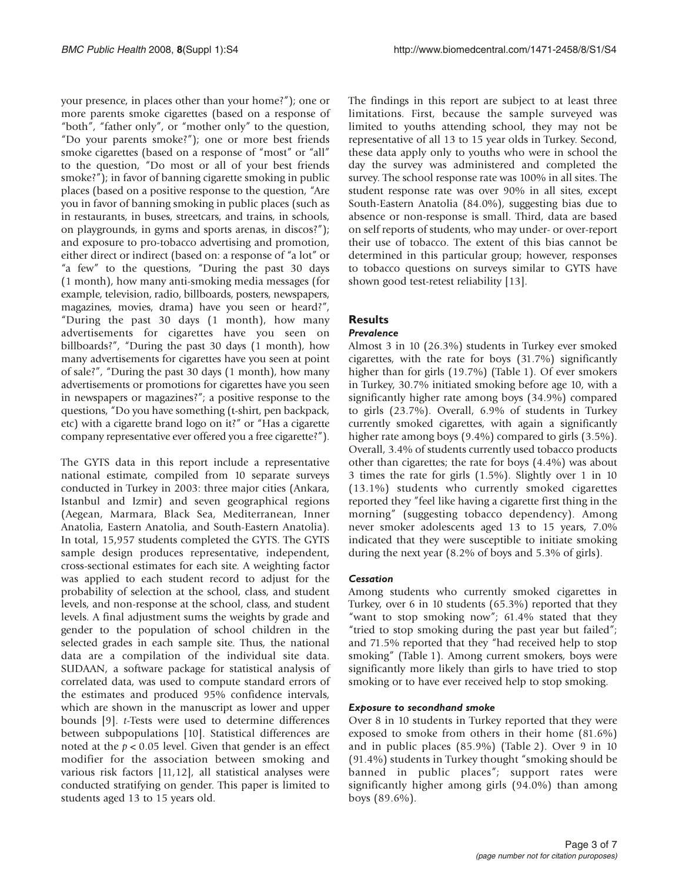your presence, in places other than your home?"); one or more parents smoke cigarettes (based on a response of "both", "father only", or "mother only" to the question, "Do your parents smoke?"); one or more best friends smoke cigarettes (based on a response of "most" or "all" to the question, "Do most or all of your best friends smoke?"); in favor of banning cigarette smoking in public places (based on a positive response to the question, "Are you in favor of banning smoking in public places (such as in restaurants, in buses, streetcars, and trains, in schools, on playgrounds, in gyms and sports arenas, in discos?"); and exposure to pro-tobacco advertising and promotion, either direct or indirect (based on: a response of "a lot" or "a few" to the questions, "During the past 30 days (1 month), how many anti-smoking media messages (for example, television, radio, billboards, posters, newspapers, magazines, movies, drama) have you seen or heard?", "During the past 30 days (1 month), how many advertisements for cigarettes have you seen on billboards?", "During the past 30 days (1 month), how many advertisements for cigarettes have you seen at point of sale?", "During the past 30 days (1 month), how many advertisements or promotions for cigarettes have you seen in newspapers or magazines?"; a positive response to the questions, "Do you have something (t-shirt, pen backpack, etc) with a cigarette brand logo on it?" or "Has a cigarette company representative ever offered you a free cigarette?").

The GYTS data in this report include a representative national estimate, compiled from 10 separate surveys conducted in Turkey in 2003: three major cities (Ankara, Istanbul and Izmir) and seven geographical regions (Aegean, Marmara, Black Sea, Mediterranean, Inner Anatolia, Eastern Anatolia, and South-Eastern Anatolia). In total, 15,957 students completed the GYTS. The GYTS sample design produces representative, independent, cross-sectional estimates for each site. A weighting factor was applied to each student record to adjust for the probability of selection at the school, class, and student levels, and non-response at the school, class, and student levels. A final adjustment sums the weights by grade and gender to the population of school children in the selected grades in each sample site. Thus, the national data are a compilation of the individual site data. SUDAAN, a software package for statistical analysis of correlated data, was used to compute standard errors of the estimates and produced 95% confidence intervals, which are shown in the manuscript as lower and upper bounds [9]. *t*-Tests were used to determine differences between subpopulations [10]. Statistical differences are noted at the $p < 0.05$ level. Given that gender is an effect modifier for the association between smoking and various risk factors [11,12], all statistical analyses were conducted stratifying on gender. This paper is limited to students aged 13 to 15 years old.

The findings in this report are subject to at least three limitations. First, because the sample surveyed was limited to youths attending school, they may not be representative of all 13 to 15 year olds in Turkey. Second, these data apply only to youths who were in school the day the survey was administered and completed the survey. The school response rate was 100% in all sites. The student response rate was over 90% in all sites, except South-Eastern Anatolia (84.0%), suggesting bias due to absence or non-response is small. Third, data are based on self reports of students, who may under- or over-report their use of tobacco. The extent of this bias cannot be determined in this particular group; however, responses to tobacco questions on surveys similar to GYTS have shown good test-retest reliability [13].

## Results

### *Prevalence*

Almost 3 in 10 (26.3%) students in Turkey ever smoked cigarettes, with the rate for boys (31.7%) significantly higher than for girls (19.7%) (Table 1). Of ever smokers in Turkey, 30.7% initiated smoking before age 10, with a significantly higher rate among boys (34.9%) compared to girls (23.7%). Overall, 6.9% of students in Turkey currently smoked cigarettes, with again a significantly higher rate among boys (9.4%) compared to girls (3.5%). Overall, 3.4% of students currently used tobacco products other than cigarettes; the rate for boys (4.4%) was about 3 times the rate for girls (1.5%). Slightly over 1 in 10 (13.1%) students who currently smoked cigarettes reported they "feel like having a cigarette first thing in the morning" (suggesting tobacco dependency). Among never smoker adolescents aged 13 to 15 years, 7.0% indicated that they were susceptible to initiate smoking during the next year (8.2% of boys and 5.3% of girls).

### *Cessation*

Among students who currently smoked cigarettes in Turkey, over 6 in 10 students (65.3%) reported that they "want to stop smoking now"; 61.4% stated that they "tried to stop smoking during the past year but failed"; and 71.5% reported that they "had received help to stop smoking" (Table 1). Among current smokers, boys were significantly more likely than girls to have tried to stop smoking or to have ever received help to stop smoking.

### *Exposure to secondhand smoke*

Over 8 in 10 students in Turkey reported that they were exposed to smoke from others in their home (81.6%) and in public places (85.9%) (Table 2). Over 9 in 10 (91.4%) students in Turkey thought "smoking should be banned in public places"; support rates were significantly higher among girls (94.0%) than among boys (89.6%).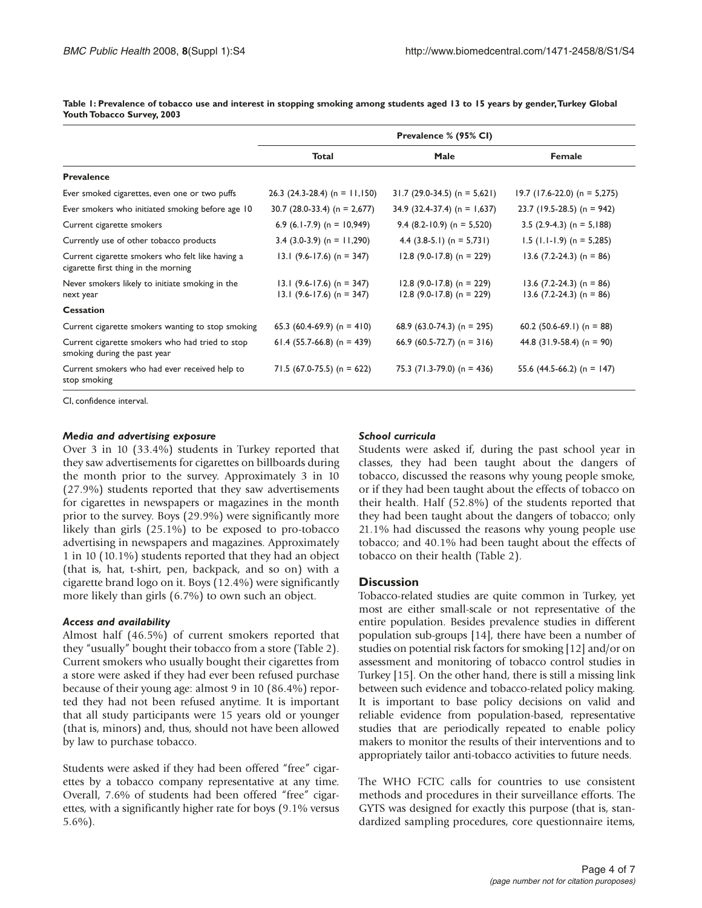**Table 1: Prevalence of tobacco use and interest in stopping smoking among students aged 13 to 15 years by gender, Turkey Global Youth Tobacco Survey, 2003**

| | Prevalence % (95% CI) | | |
|---|---|---|---|
| | **Total** | **Male** | **Female** |
| **Prevalence** | | | |
| Ever smoked cigarettes, even one or two puffs | 26.3 (24.3-28.4) (n = 11,150) | 31.7 (29.0-34.5) (n = 5,621) | 19.7 (17.6-22.0) (n = 5,275) |
| Ever smokers who initiated smoking before age 10 | 30.7 (28.0-33.4) (n = 2,677) | 34.9 (32.4-37.4) (n = 1,637) | 23.7 (19.5-28.5) (n = 942) |
| Current cigarette smokers | 6.9 (6.1-7.9) (n = 10,949) | 9.4 (8.2-10.9) (n = 5,520) | 3.5 (2.9-4.3) (n = 5,188) |
| Currently use of other tobacco products | 3.4 (3.0-3.9) (n = 11,290) | 4.4 (3.8-5.1) (n = 5,731) | 1.5 (1.1-1.9) (n = 5,285) |
| Current cigarette smokers who felt like having a cigarette first thing in the morning | 13.1 (9.6-17.6) (n = 347) | 12.8 (9.0-17.8) (n = 229) | 13.6 (7.2-24.3) (n = 86) |
| Never smokers likely to initiate smoking in the next year | 13.1 (9.6-17.6) (n = 347) 13.1 (9.6-17.6) (n = 347) | 12.8 (9.0-17.8) (n = 229) 12.8 (9.0-17.8) (n = 229) | 13.6 (7.2-24.3) (n = 86) 13.6 (7.2-24.3) (n = 86) |
| **Cessation** | | | |
| Current cigarette smokers wanting to stop smoking | 65.3 (60.4-69.9) (n = 410) | 68.9 (63.0-74.3) (n = 295) | 60.2 (50.6-69.1) (n = 88) |
| Current cigarette smokers who had tried to stop smoking during the past year | 61.4 (55.7-66.8) (n = 439) | 66.9 (60.5-72.7) (n = 316) | 44.8 (31.9-58.4) (n = 90) |
| Current smokers who had ever received help to stop smoking | 71.5 (67.0-75.5) (n = 622) | 75.3 (71.3-79.0) (n = 436) | 55.6 (44.5-66.2) (n = 147) |

CI, confidence interval.

### *Media and advertising exposure*

Over 3 in 10 (33.4%) students in Turkey reported that they saw advertisements for cigarettes on billboards during the month prior to the survey. Approximately 3 in 10 (27.9%) students reported that they saw advertisements for cigarettes in newspapers or magazines in the month prior to the survey. Boys (29.9%) were significantly more likely than girls (25.1%) to be exposed to pro-tobacco advertising in newspapers and magazines. Approximately 1 in 10 (10.1%) students reported that they had an object (that is, hat, t-shirt, pen, backpack, and so on) with a cigarette brand logo on it. Boys (12.4%) were significantly more likely than girls (6.7%) to own such an object.

### *Access and availability*

Almost half (46.5%) of current smokers reported that they "usually" bought their tobacco from a store (Table 2). Current smokers who usually bought their cigarettes from a store were asked if they had ever been refused purchase because of their young age: almost 9 in 10 (86.4%) reported they had not been refused anytime. It is important that all study participants were 15 years old or younger (that is, minors) and, thus, should not have been allowed by law to purchase tobacco.

Students were asked if they had been offered "free" cigarettes by a tobacco company representative at any time. Overall, 7.6% of students had been offered "free" cigarettes, with a significantly higher rate for boys (9.1% versus 5.6%).

### *School curricula*

Students were asked if, during the past school year in classes, they had been taught about the dangers of tobacco, discussed the reasons why young people smoke, or if they had been taught about the effects of tobacco on their health. Half (52.8%) of the students reported that they had been taught about the dangers of tobacco; only 21.1% had discussed the reasons why young people use tobacco; and 40.1% had been taught about the effects of tobacco on their health (Table 2).

## Discussion

Tobacco-related studies are quite common in Turkey, yet most are either small-scale or not representative of the entire population. Besides prevalence studies in different population sub-groups [14], there have been a number of studies on potential risk factors for smoking [12] and/or on assessment and monitoring of tobacco control studies in Turkey [15]. On the other hand, there is still a missing link between such evidence and tobacco-related policy making. It is important to base policy decisions on valid and reliable evidence from population-based, representative studies that are periodically repeated to enable policy makers to monitor the results of their interventions and to appropriately tailor anti-tobacco activities to future needs.

The WHO FCTC calls for countries to use consistent methods and procedures in their surveillance efforts. The GYTS was designed for exactly this purpose (that is, standardized sampling procedures, core questionnaire items,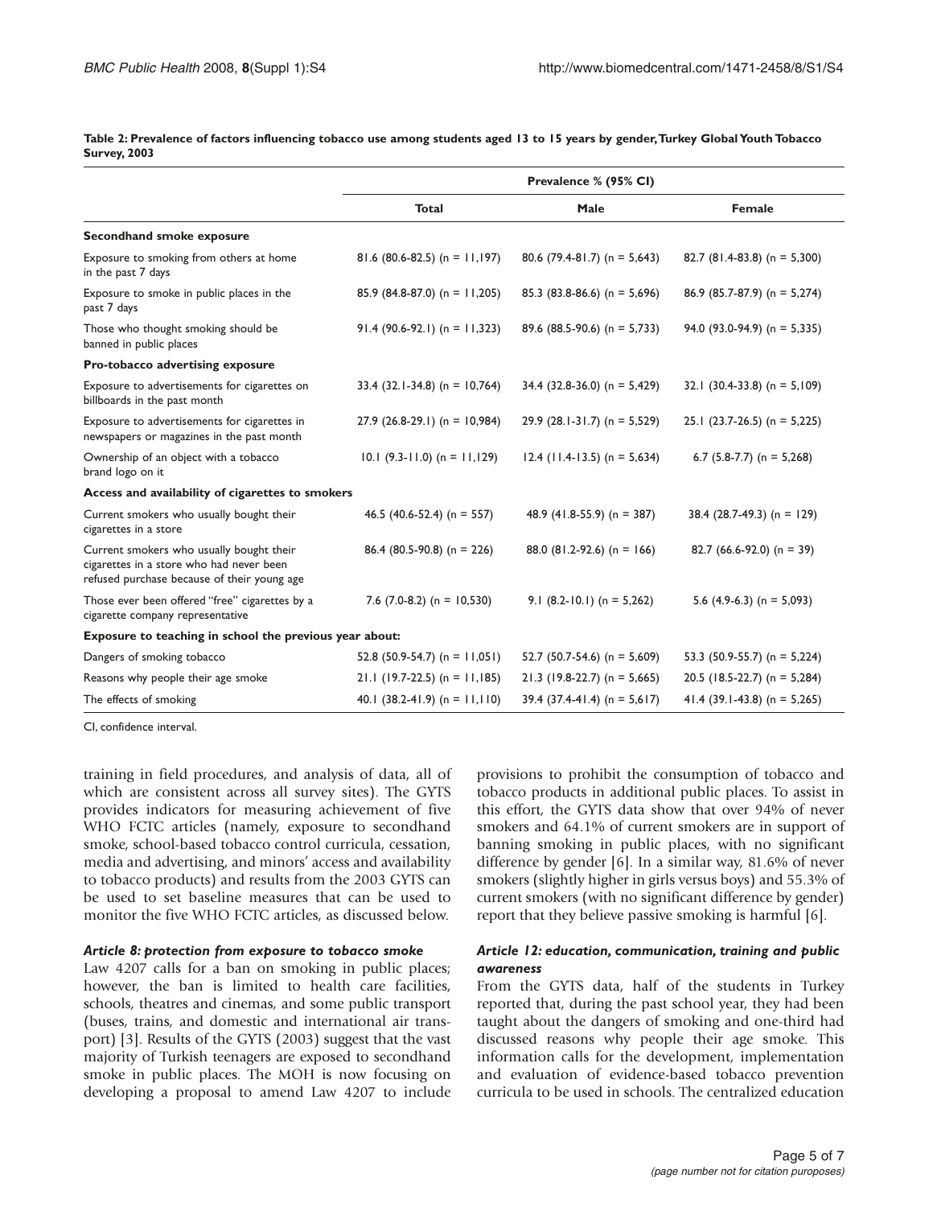**Table 2: Prevalence of factors influencing tobacco use among students aged 13 to 15 years by gender, Turkey Global Youth Tobacco Survey, 2003**

| | Prevalence % (95% CI) | | |
|---|---|---|---|
| | **Total** | **Male** | **Female** |
| **Secondhand smoke exposure** | | | |
| Exposure to smoking from others at home in the past 7 days | 81.6 (80.6-82.5) (n = 11,197) | 80.6 (79.4-81.7) (n = 5,643) | 82.7 (81.4-83.8) (n = 5,300) |
| Exposure to smoke in public places in the past 7 days | 85.9 (84.8-87.0) (n = 11,205) | 85.3 (83.8-86.6) (n = 5,696) | 86.9 (85.7-87.9) (n = 5,274) |
| Those who thought smoking should be banned in public places | 91.4 (90.6-92.1) (n = 11,323) | 89.6 (88.5-90.6) (n = 5,733) | 94.0 (93.0-94.9) (n = 5,335) |
| **Pro-tobacco advertising exposure** | | | |
| Exposure to advertisements for cigarettes on billboards in the past month | 33.4 (32.1-34.8) (n = 10,764) | 34.4 (32.8-36.0) (n = 5,429) | 32.1 (30.4-33.8) (n = 5,109) |
| Exposure to advertisements for cigarettes in newspapers or magazines in the past month | 27.9 (26.8-29.1) (n = 10,984) | 29.9 (28.1-31.7) (n = 5,529) | 25.1 (23.7-26.5) (n = 5,225) |
| Ownership of an object with a tobacco brand logo on it | 10.1 (9.3-11.0) (n = 11,129) | 12.4 (11.4-13.5) (n = 5,634) | 6.7 (5.8-7.7) (n = 5,268) |
| **Access and availability of cigarettes to smokers** | | | |
| Current smokers who usually bought their cigarettes in a store | 46.5 (40.6-52.4) (n = 557) | 48.9 (41.8-55.9) (n = 387) | 38.4 (28.7-49.3) (n = 129) |
| Current smokers who usually bought their cigarettes in a store who had never been refused purchase because of their young age | 86.4 (80.5-90.8) (n = 226) | 88.0 (81.2-92.6) (n = 166) | 82.7 (66.6-92.0) (n = 39) |
| Those ever been offered "free" cigarettes by a cigarette company representative | 7.6 (7.0-8.2) (n = 10,530) | 9.1 (8.2-10.1) (n = 5,262) | 5.6 (4.9-6.3) (n = 5,093) |
| **Exposure to teaching in school the previous year about:** | | | |
| Dangers of smoking tobacco | 52.8 (50.9-54.7) (n = 11,051) | 52.7 (50.7-54.6) (n = 5,609) | 53.3 (50.9-55.7) (n = 5,224) |
| Reasons why people their age smoke | 21.1 (19.7-22.5) (n = 11,185) | 21.3 (19.8-22.7) (n = 5,665) | 20.5 (18.5-22.7) (n = 5,284) |
| The effects of smoking | 40.1 (38.2-41.9) (n = 11,110) | 39.4 (37.4-41.4) (n = 5,617) | 41.4 (39.1-43.8) (n = 5,265) |

CI, confidence interval.

training in field procedures, and analysis of data, all of which are consistent across all survey sites). The GYTS provides indicators for measuring achievement of five WHO FCTC articles (namely, exposure to secondhand smoke, school-based tobacco control curricula, cessation, media and advertising, and minors' access and availability to tobacco products) and results from the 2003 GYTS can be used to set baseline measures that can be used to monitor the five WHO FCTC articles, as discussed below.

#### *Article 8: protection from exposure to tobacco smoke*

Law 4207 calls for a ban on smoking in public places; however, the ban is limited to health care facilities, schools, theatres and cinemas, and some public transport (buses, trains, and domestic and international air transport) [3]. Results of the GYTS (2003) suggest that the vast majority of Turkish teenagers are exposed to secondhand smoke in public places. The MOH is now focusing on developing a proposal to amend Law 4207 to include provisions to prohibit the consumption of tobacco and tobacco products in additional public places. To assist in this effort, the GYTS data show that over 94% of never smokers and 64.1% of current smokers are in support of banning smoking in public places, with no significant difference by gender [6]. In a similar way, 81.6% of never smokers (slightly higher in girls versus boys) and 55.3% of current smokers (with no significant difference by gender) report that they believe passive smoking is harmful [6].

#### *Article 12: education, communication, training and public awareness*

From the GYTS data, half of the students in Turkey reported that, during the past school year, they had been taught about the dangers of smoking and one-third had discussed reasons why people their age smoke. This information calls for the development, implementation and evaluation of evidence-based tobacco prevention curricula to be used in schools. The centralized education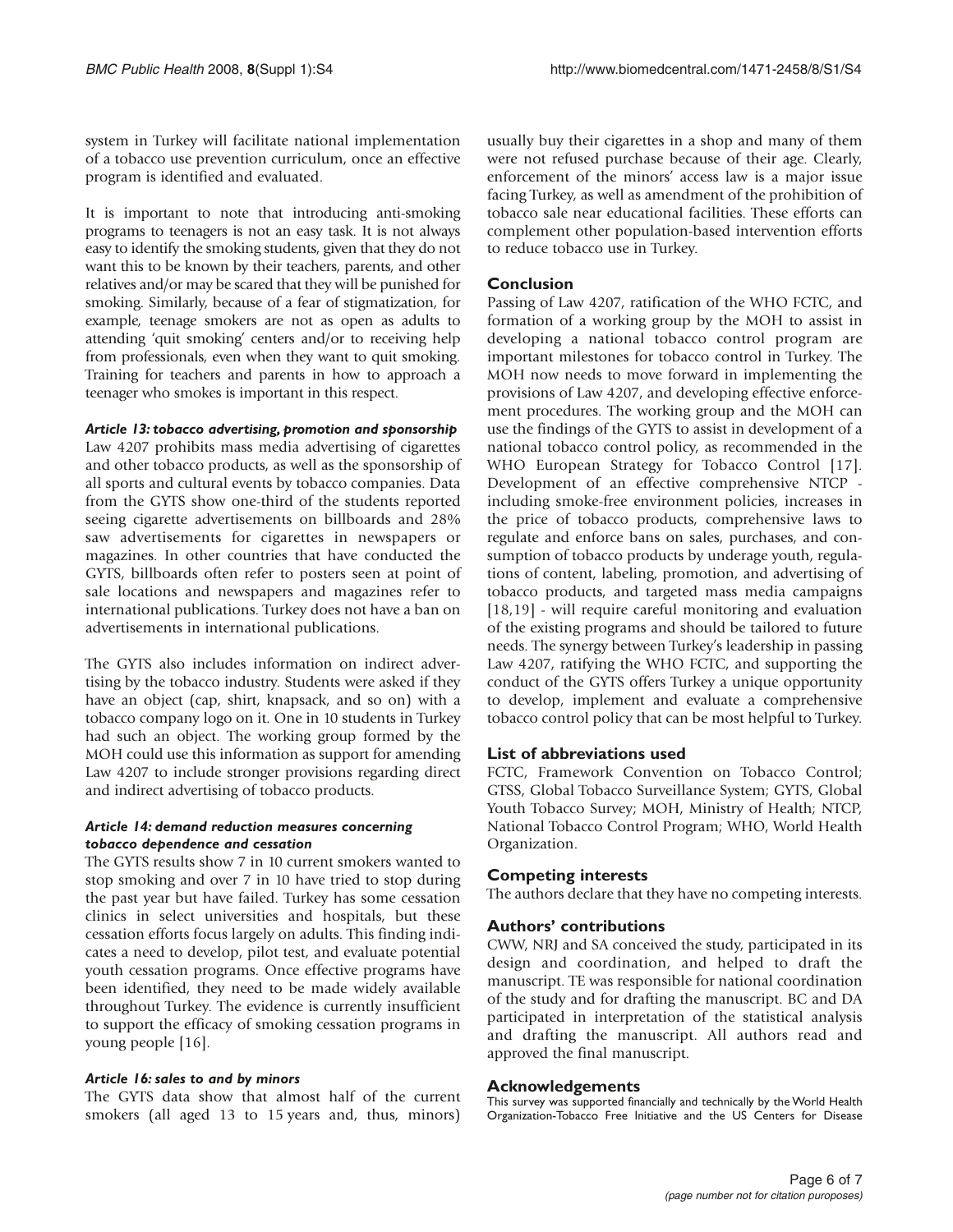system in Turkey will facilitate national implementation of a tobacco use prevention curriculum, once an effective program is identified and evaluated.

It is important to note that introducing anti-smoking programs to teenagers is not an easy task. It is not always easy to identify the smoking students, given that they do not want this to be known by their teachers, parents, and other relatives and/or may be scared that they will be punished for smoking. Similarly, because of a fear of stigmatization, for example, teenage smokers are not as open as adults to attending 'quit smoking' centers and/or to receiving help from professionals, even when they want to quit smoking. Training for teachers and parents in how to approach a teenager who smokes is important in this respect.

#### *Article 13: tobacco advertising, promotion and sponsorship*

Law 4207 prohibits mass media advertising of cigarettes and other tobacco products, as well as the sponsorship of all sports and cultural events by tobacco companies. Data from the GYTS show one-third of the students reported seeing cigarette advertisements on billboards and 28% saw advertisements for cigarettes in newspapers or magazines. In other countries that have conducted the GYTS, billboards often refer to posters seen at point of sale locations and newspapers and magazines refer to international publications. Turkey does not have a ban on advertisements in international publications.

The GYTS also includes information on indirect advertising by the tobacco industry. Students were asked if they have an object (cap, shirt, knapsack, and so on) with a tobacco company logo on it. One in 10 students in Turkey had such an object. The working group formed by the MOH could use this information as support for amending Law 4207 to include stronger provisions regarding direct and indirect advertising of tobacco products.

#### *Article 14: demand reduction measures concerning tobacco dependence and cessation*

The GYTS results show 7 in 10 current smokers wanted to stop smoking and over 7 in 10 have tried to stop during the past year but have failed. Turkey has some cessation clinics in select universities and hospitals, but these cessation efforts focus largely on adults. This finding indicates a need to develop, pilot test, and evaluate potential youth cessation programs. Once effective programs have been identified, they need to be made widely available throughout Turkey. The evidence is currently insufficient to support the efficacy of smoking cessation programs in young people [16].

#### *Article 16: sales to and by minors*

The GYTS data show that almost half of the current smokers (all aged 13 to 15 years and, thus, minors) usually buy their cigarettes in a shop and many of them were not refused purchase because of their age. Clearly, enforcement of the minors' access law is a major issue facing Turkey, as well as amendment of the prohibition of tobacco sale near educational facilities. These efforts can complement other population-based intervention efforts to reduce tobacco use in Turkey.

## Conclusion

Passing of Law 4207, ratification of the WHO FCTC, and formation of a working group by the MOH to assist in developing a national tobacco control program are important milestones for tobacco control in Turkey. The MOH now needs to move forward in implementing the provisions of Law 4207, and developing effective enforcement procedures. The working group and the MOH can use the findings of the GYTS to assist in development of a national tobacco control policy, as recommended in the WHO European Strategy for Tobacco Control [17]. Development of an effective comprehensive NTCP - including smoke-free environment policies, increases in the price of tobacco products, comprehensive laws to regulate and enforce bans on sales, purchases, and consumption of tobacco products by underage youth, regulations of content, labeling, promotion, and advertising of tobacco products, and targeted mass media campaigns [18,19] - will require careful monitoring and evaluation of the existing programs and should be tailored to future needs. The synergy between Turkey's leadership in passing Law 4207, ratifying the WHO FCTC, and supporting the conduct of the GYTS offers Turkey a unique opportunity to develop, implement and evaluate a comprehensive tobacco control policy that can be most helpful to Turkey.

## List of abbreviations used

FCTC, Framework Convention on Tobacco Control; GTSS, Global Tobacco Surveillance System; GYTS, Global Youth Tobacco Survey; MOH, Ministry of Health; NTCP, National Tobacco Control Program; WHO, World Health Organization.

## Competing interests

The authors declare that they have no competing interests.

## Authors' contributions

CWW, NRJ and SA conceived the study, participated in its design and coordination, and helped to draft the manuscript. TE was responsible for national coordination of the study and for drafting the manuscript. BC and DA participated in interpretation of the statistical analysis and drafting the manuscript. All authors read and approved the final manuscript.

## Acknowledgements

This survey was supported financially and technically by the World Health Organization-Tobacco Free Initiative and the US Centers for Disease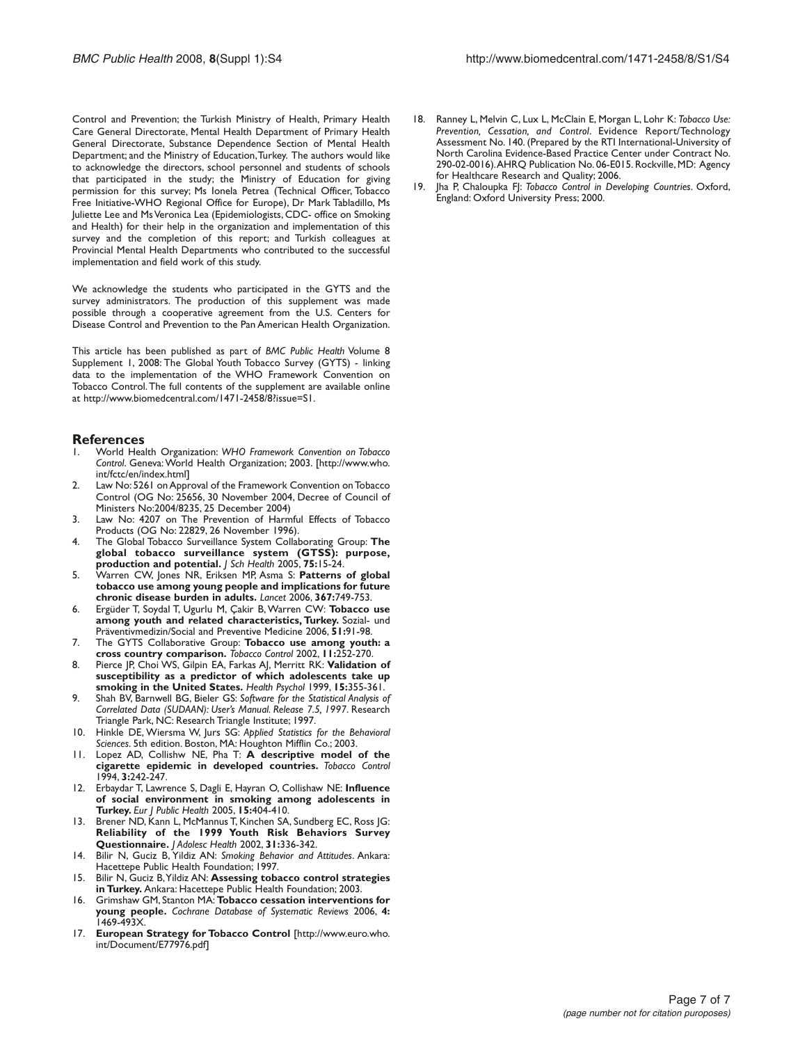Control and Prevention; the Turkish Ministry of Health, Primary Health Care General Directorate, Mental Health Department of Primary Health General Directorate, Substance Dependence Section of Mental Health Department; and the Ministry of Education, Turkey. The authors would like to acknowledge the directors, school personnel and students of schools that participated in the study; the Ministry of Education for giving permission for this survey; Ms Ionela Petrea (Technical Officer, Tobacco Free Initiative-WHO Regional Office for Europe), Dr Mark Tabladillo, Ms Juliette Lee and Ms Veronica Lea (Epidemiologists, CDC- office on Smoking and Health) for their help in the organization and implementation of this survey and the completion of this report; and Turkish colleagues at Provincial Mental Health Departments who contributed to the successful implementation and field work of this study.

We acknowledge the students who participated in the GYTS and the survey administrators. The production of this supplement was made possible through a cooperative agreement from the U.S. Centers for Disease Control and Prevention to the Pan American Health Organization.

This article has been published as part of *BMC Public Health* Volume 8 Supplement 1, 2008: The Global Youth Tobacco Survey (GYTS) - linking data to the implementation of the WHO Framework Convention on Tobacco Control. The full contents of the supplement are available online at http://www.biomedcentral.com/1471-2458/8?issue=S1.

## References

1. World Health Organization: *WHO Framework Convention on Tobacco Control*. Geneva: World Health Organization; 2003. [http://www.who.int/fctc/en/index.html]
2. Law No: 5261 on Approval of the Framework Convention on Tobacco Control (OG No: 25656, 30 November 2004, Decree of Council of Ministers No:2004/8235, 25 December 2004)
3. Law No: 4207 on The Prevention of Harmful Effects of Tobacco Products (OG No: 22829, 26 November 1996).
4. The Global Tobacco Surveillance System Collaborating Group: **The global tobacco surveillance system (GTSS): purpose, production and potential.** *J Sch Health* 2005, **75:**15-24.
5. Warren CW, Jones NR, Eriksen MP, Asma S: **Patterns of global tobacco use among young people and implications for future chronic disease burden in adults.** *Lancet* 2006, **367:**749-753.
6. Ergüder T, Soydal T, Ugurlu M, Çakir B, Warren CW: **Tobacco use among youth and related characteristics, Turkey.** Sozial- und Präventivmedizin/Social and Preventive Medicine 2006, **51:**91-98.
7. The GYTS Collaborative Group: **Tobacco use among youth: a cross country comparison.** *Tobacco Control* 2002, **11:**252-270.
8. Pierce JP, Choi WS, Gilpin EA, Farkas AJ, Merritt RK: **Validation of susceptibility as a predictor of which adolescents take up smoking in the United States.** *Health Psychol* 1999, **15:**355-361.
9. Shah BV, Barnwell BG, Bieler GS: *Software for the Statistical Analysis of Correlated Data (SUDAAN): User's Manual. Release 7.5, 1997*. Research Triangle Park, NC: Research Triangle Institute; 1997.
10. Hinkle DE, Wiersma W, Jurs SG: *Applied Statistics for the Behavioral Sciences*. 5th edition. Boston, MA: Houghton Mifflin Co.; 2003.
11. Lopez AD, Collishw NE, Pha T: **A descriptive model of the cigarette epidemic in developed countries.** *Tobacco Control* 1994, **3:**242-247.
12. Erbaydar T, Lawrence S, Dagli E, Hayran O, Collishaw NE: **Influence of social environment in smoking among adolescents in Turkey.** *Eur J Public Health* 2005, **15:**404-410.
13. Brener ND, Kann L, McMannus T, Kinchen SA, Sundberg EC, Ross JG: **Reliability of the 1999 Youth Risk Behaviors Survey Questionnaire.** *J Adolesc Health* 2002, **31:**336-342.
14. Bilir N, Guciz B, Yildiz AN: *Smoking Behavior and Attitudes*. Ankara: Hacettepe Public Health Foundation; 1997.
15. Bilir N, Guciz B, Yildiz AN: **Assessing tobacco control strategies in Turkey.** Ankara: Hacettepe Public Health Foundation; 2003.
16. Grimshaw GM, Stanton MA: **Tobacco cessation interventions for young people.** *Cochrane Database of Systematic Reviews* 2006, **4:** 1469-493X.
17. **European Strategy for Tobacco Control** [http://www.euro.who.int/Document/E77976.pdf]
18. Ranney L, Melvin C, Lux L, McClain E, Morgan L, Lohr K: *Tobacco Use: Prevention, Cessation, and Control*. Evidence Report/Technology Assessment No. 140. (Prepared by the RTI International-University of North Carolina Evidence-Based Practice Center under Contract No. 290-02-0016). AHRQ Publication No. 06-E015. Rockville, MD: Agency for Healthcare Research and Quality; 2006.
19. Jha P, Chaloupka FJ: *Tobacco Control in Developing Countries*. Oxford, England: Oxford University Press; 2000.